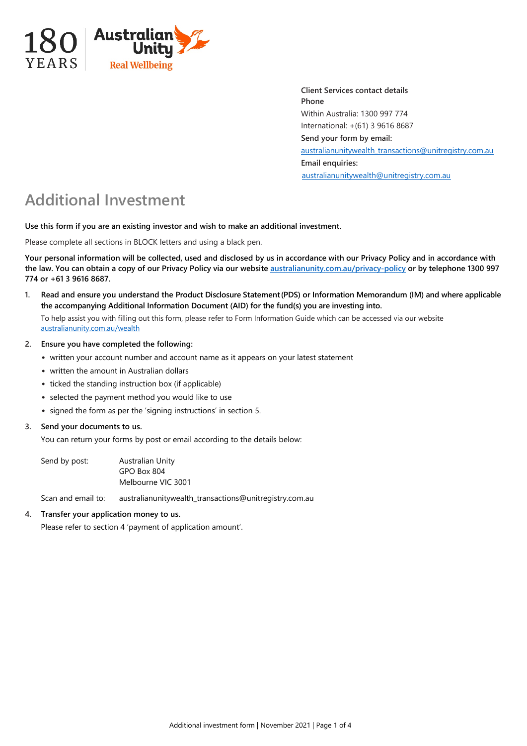180 YEARS | Australian Unity Real Wellbeing

**Client Services contact details**
**Phone**
Within Australia: 1300 997 774
International: +(61) 3 9616 8687
**Send your form by email:**
australianunitywealth_transactions@unitregistry.com.au
**Email enquiries:**
australianunitywealth@unitregistry.com.au

# Additional Investment

**Use this form if you are an existing investor and wish to make an additional investment.**

Please complete all sections in BLOCK letters and using a black pen.

**Your personal information will be collected, used and disclosed by us in accordance with our Privacy Policy and in accordance with the law. You can obtain a copy of our Privacy Policy via our website australianunity.com.au/privacy-policy or by telephone 1300 997 774 or +61 3 9616 8687.**

1. **Read and ensure you understand the Product Disclosure Statement (PDS) or Information Memorandum (IM) and where applicable the accompanying Additional Information Document (AID) for the fund(s) you are investing into.**

   To help assist you with filling out this form, please refer to Form Information Guide which can be accessed via our website australianunity.com.au/wealth

2. **Ensure you have completed the following:**
   - written your account number and account name as it appears on your latest statement
   - written the amount in Australian dollars
   - ticked the standing instruction box (if applicable)
   - selected the payment method you would like to use
   - signed the form as per the 'signing instructions' in section 5.

3. **Send your documents to us.**

   You can return your forms by post or email according to the details below:

   Send by post: Australian Unity
   GPO Box 804
   Melbourne VIC 3001

   Scan and email to: australianunitywealth_transactions@unitregistry.com.au

4. **Transfer your application money to us.**

   Please refer to section 4 'payment of application amount'.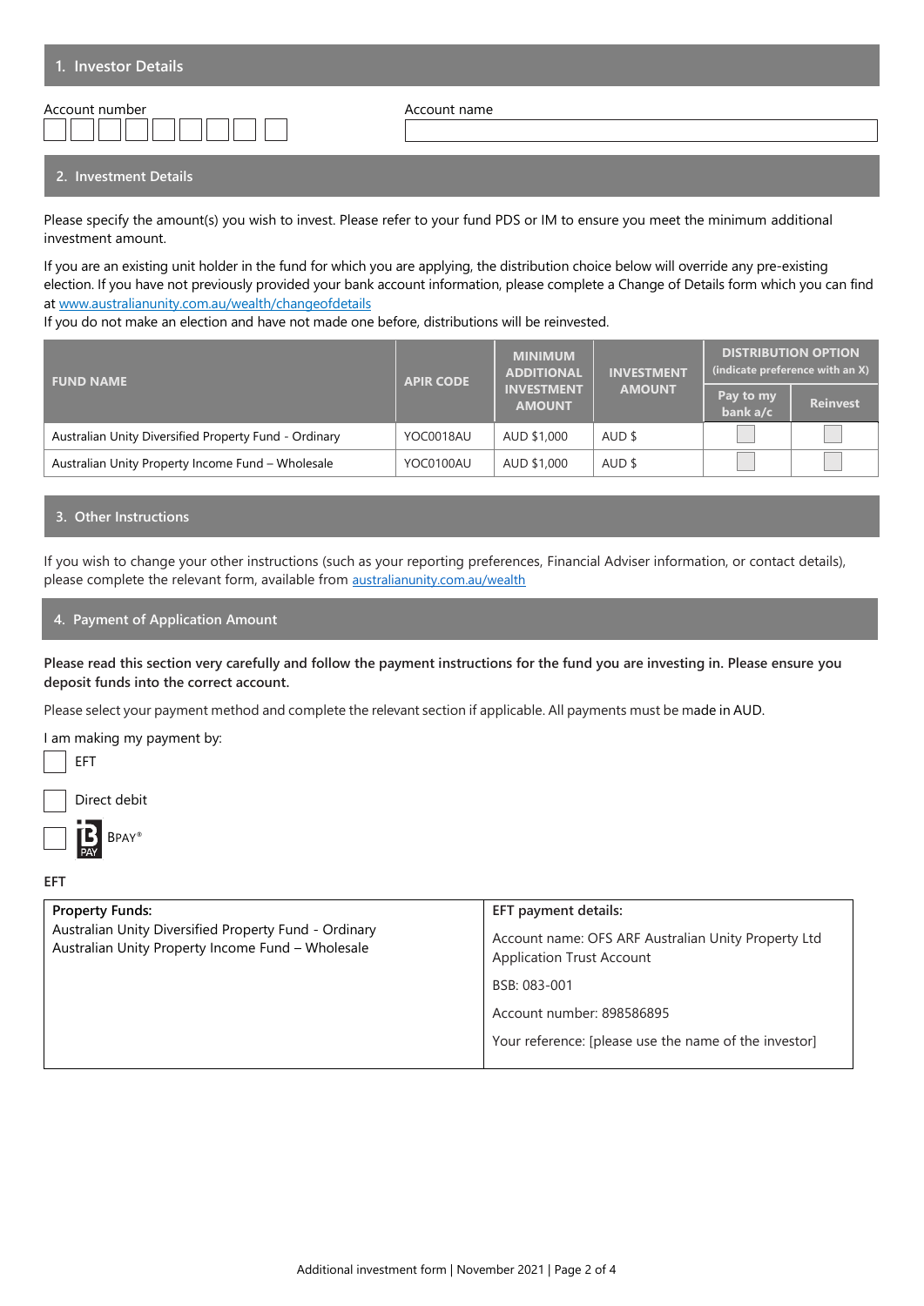## 1. Investor Details

Account number

Account name

## 2. Investment Details

Please specify the amount(s) you wish to invest. Please refer to your fund PDS or IM to ensure you meet the minimum additional investment amount.

If you are an existing unit holder in the fund for which you are applying, the distribution choice below will override any pre-existing election. If you have not previously provided your bank account information, please complete a Change of Details form which you can find at www.australianunity.com.au/wealth/changeofdetails

If you do not make an election and have not made one before, distributions will be reinvested.

| FUND NAME | APIR CODE | MINIMUM ADDITIONAL INVESTMENT AMOUNT | INVESTMENT AMOUNT | DISTRIBUTION OPTION (indicate preference with an X) | |
|---|---|---|---|---|---|
| | | | | Pay to my bank a/c | Reinvest |
| Australian Unity Diversified Property Fund - Ordinary | YOC0018AU | AUD $1,000 | AUD $ | ☐ | ☐ |
| Australian Unity Property Income Fund – Wholesale | YOC0100AU | AUD $1,000 | AUD $ | ☐ | ☐ |

## 3. Other Instructions

If you wish to change your other instructions (such as your reporting preferences, Financial Adviser information, or contact details), please complete the relevant form, available from australianunity.com.au/wealth

## 4. Payment of Application Amount

**Please read this section very carefully and follow the payment instructions for the fund you are investing in. Please ensure you deposit funds into the correct account.**

Please select your payment method and complete the relevant section if applicable. All payments must be made in AUD.

I am making my payment by:

☐ EFT

☐ Direct debit

☐ BPAY®

EFT

| Property Funds: | EFT payment details: |
|---|---|
| Australian Unity Diversified Property Fund - Ordinary<br>Australian Unity Property Income Fund – Wholesale | Account name: OFS ARF Australian Unity Property Ltd Application Trust Account<br>BSB: 083-001<br>Account number: 898586895<br>Your reference: [please use the name of the investor] |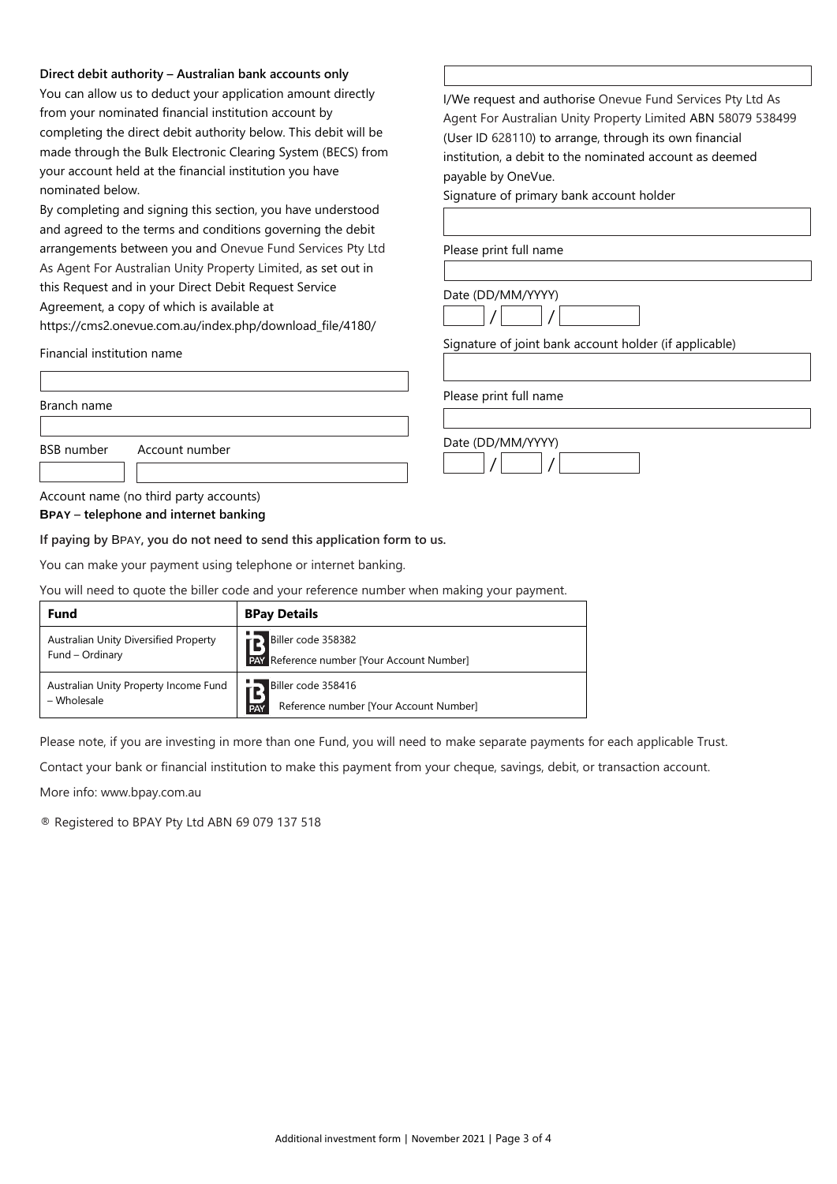**Direct debit authority – Australian bank accounts only**

You can allow us to deduct your application amount directly from your nominated financial institution account by completing the direct debit authority below. This debit will be made through the Bulk Electronic Clearing System (BECS) from your account held at the financial institution you have nominated below.

By completing and signing this section, you have understood and agreed to the terms and conditions governing the debit arrangements between you and Onevue Fund Services Pty Ltd As Agent For Australian Unity Property Limited, as set out in this Request and in your Direct Debit Request Service Agreement, a copy of which is available at https://cms2.onevue.com.au/index.php/download_file/4180/

Financial institution name

Branch name

BSB number Account number

Account name (no third party accounts)

I/We request and authorise Onevue Fund Services Pty Ltd As Agent For Australian Unity Property Limited ABN 58079 538499 (User ID 628110) to arrange, through its own financial institution, a debit to the nominated account as deemed payable by OneVue.

Signature of primary bank account holder

Please print full name

Date (DD/MM/YYYY)

/ /

Signature of joint bank account holder (if applicable)

Please print full name

Date (DD/MM/YYYY)

/ /

**BPAY – telephone and internet banking**

**If paying by BPAY, you do not need to send this application form to us.**

You can make your payment using telephone or internet banking.

You will need to quote the biller code and your reference number when making your payment.

| Fund | BPay Details |
|---|---|
| Australian Unity Diversified Property Fund – Ordinary | Biller code 358382<br>Reference number [Your Account Number] |
| Australian Unity Property Income Fund – Wholesale | Biller code 358416<br>Reference number [Your Account Number] |

Please note, if you are investing in more than one Fund, you will need to make separate payments for each applicable Trust.

Contact your bank or financial institution to make this payment from your cheque, savings, debit, or transaction account.

More info: www.bpay.com.au

® Registered to BPAY Pty Ltd ABN 69 079 137 518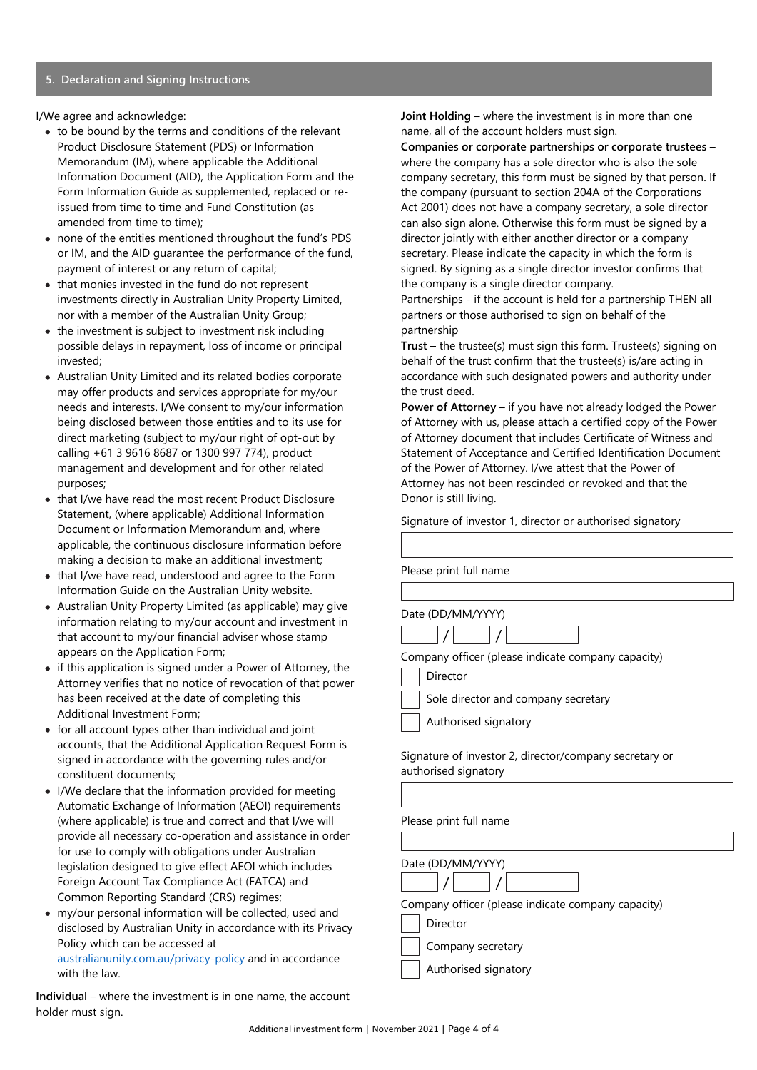## 5. Declaration and Signing Instructions

I/We agree and acknowledge:

- to be bound by the terms and conditions of the relevant Product Disclosure Statement (PDS) or Information Memorandum (IM), where applicable the Additional Information Document (AID), the Application Form and the Form Information Guide as supplemented, replaced or re-issued from time to time and Fund Constitution (as amended from time to time);
- none of the entities mentioned throughout the fund's PDS or IM, and the AID guarantee the performance of the fund, payment of interest or any return of capital;
- that monies invested in the fund do not represent investments directly in Australian Unity Property Limited, nor with a member of the Australian Unity Group;
- the investment is subject to investment risk including possible delays in repayment, loss of income or principal invested;
- Australian Unity Limited and its related bodies corporate may offer products and services appropriate for my/our needs and interests. I/We consent to my/our information being disclosed between those entities and to its use for direct marketing (subject to my/our right of opt-out by calling +61 3 9616 8687 or 1300 997 774), product management and development and for other related purposes;
- that I/we have read the most recent Product Disclosure Statement, (where applicable) Additional Information Document or Information Memorandum and, where applicable, the continuous disclosure information before making a decision to make an additional investment;
- that I/we have read, understood and agree to the Form Information Guide on the Australian Unity website.
- Australian Unity Property Limited (as applicable) may give information relating to my/our account and investment in that account to my/our financial adviser whose stamp appears on the Application Form;
- if this application is signed under a Power of Attorney, the Attorney verifies that no notice of revocation of that power has been received at the date of completing this Additional Investment Form;
- for all account types other than individual and joint accounts, that the Additional Application Request Form is signed in accordance with the governing rules and/or constituent documents;
- I/We declare that the information provided for meeting Automatic Exchange of Information (AEOI) requirements (where applicable) is true and correct and that I/we will provide all necessary co-operation and assistance in order for use to comply with obligations under Australian legislation designed to give effect AEOI which includes Foreign Account Tax Compliance Act (FATCA) and Common Reporting Standard (CRS) regimes;
- my/our personal information will be collected, used and disclosed by Australian Unity in accordance with its Privacy Policy which can be accessed at australianunity.com.au/privacy-policy and in accordance with the law.

**Individual** – where the investment is in one name, the account holder must sign.

**Joint Holding** – where the investment is in more than one name, all of the account holders must sign.

**Companies or corporate partnerships or corporate trustees** – where the company has a sole director who is also the sole company secretary, this form must be signed by that person. If the company (pursuant to section 204A of the Corporations Act 2001) does not have a company secretary, a sole director can also sign alone. Otherwise this form must be signed by a director jointly with either another director or a company secretary. Please indicate the capacity in which the form is signed. By signing as a single director investor confirms that the company is a single director company.

Partnerships - if the account is held for a partnership THEN all partners or those authorised to sign on behalf of the partnership

**Trust** – the trustee(s) must sign this form. Trustee(s) signing on behalf of the trust confirm that the trustee(s) is/are acting in accordance with such designated powers and authority under the trust deed.

**Power of Attorney** – if you have not already lodged the Power of Attorney with us, please attach a certified copy of the Power of Attorney document that includes Certificate of Witness and Statement of Acceptance and Certified Identification Document of the Power of Attorney. I/we attest that the Power of Attorney has not been rescinded or revoked and that the Donor is still living.

Signature of investor 1, director or authorised signatory

Please print full name

Date (DD/MM/YYYY)

___ / ___ / ______

Company officer (please indicate company capacity)

- [ ] Director
- [ ] Sole director and company secretary
- [ ] Authorised signatory

Signature of investor 2, director/company secretary or authorised signatory

Please print full name

Date (DD/MM/YYYY)

___ / ___ / ______

Company officer (please indicate company capacity)

- [ ] Director
- [ ] Company secretary
- [ ] Authorised signatory